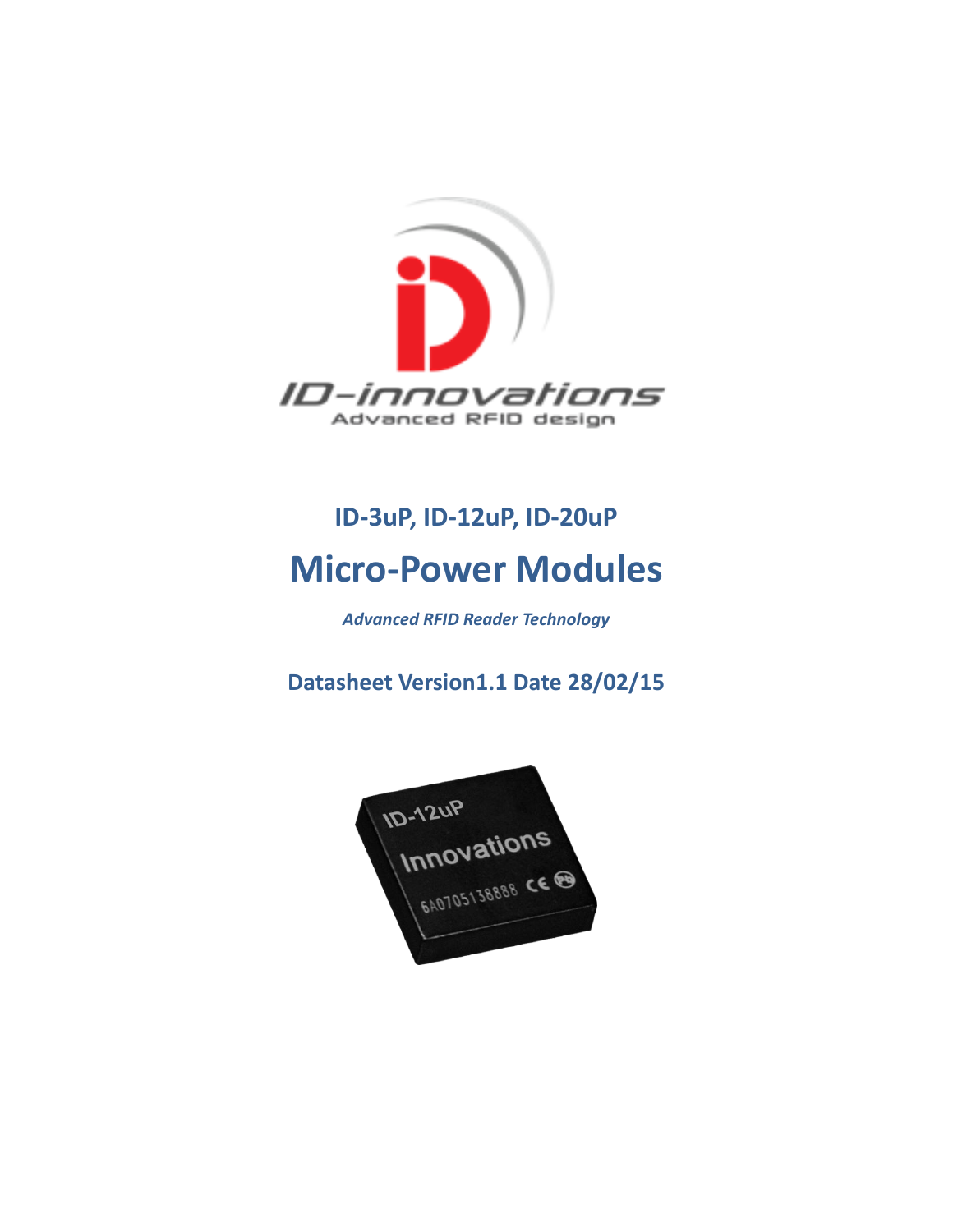## ID-3uP, ID-12uP, ID-20uP

# Micro-Power Modules

*Advanced RFID Reader Technology*

**Datasheet Version1.1 Date 28/02/15**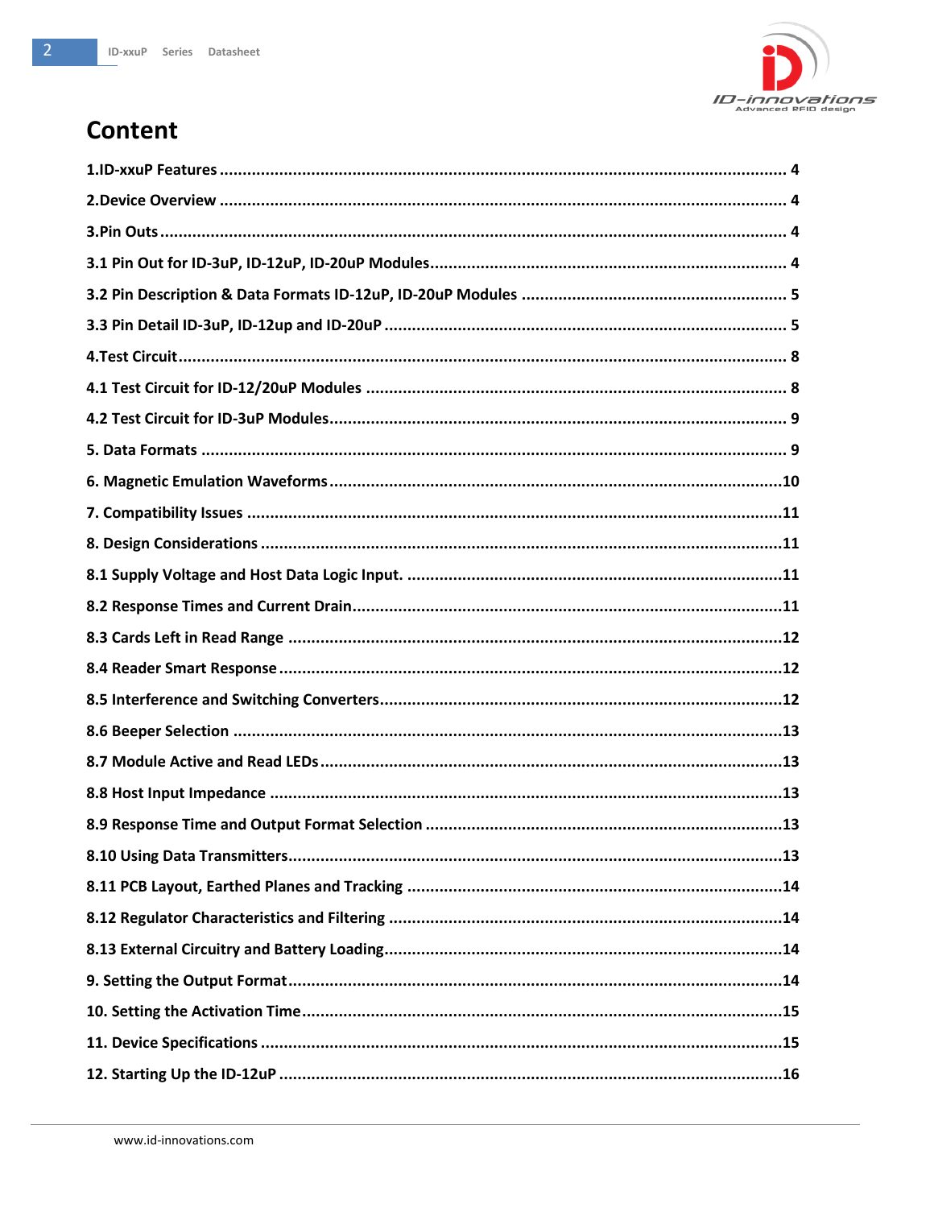# Content

1.ID-xxuP Features ........................................................................................................... 4

2.Device Overview ............................................................................................................. 4

3.Pin Outs .......................................................................................................................... 4

3.1 Pin Out for ID-3uP, ID-12uP, ID-20uP Modules............................................................... 4

3.2 Pin Description & Data Formats ID-12uP, ID-20uP Modules .......................................... 5

3.3 Pin Detail ID-3uP, ID-12up and ID-20uP ........................................................................ 5

4.Test Circuit........................................................................................................................ 8

4.1 Test Circuit for ID-12/20uP Modules ............................................................................. 8

4.2 Test Circuit for ID-3uP Modules...................................................................................... 9

5. Data Formats ................................................................................................................... 9

6. Magnetic Emulation Waveforms......................................................................................10

7. Compatibility Issues ........................................................................................................11

8. Design Considerations .....................................................................................................11

8.1 Supply Voltage and Host Data Logic Input. ....................................................................11

8.2 Response Times and Current Drain................................................................................11

8.3 Cards Left in Read Range ...............................................................................................12

8.4 Reader Smart Response..................................................................................................12

8.5 Interference and Switching Converters..........................................................................12

8.6 Beeper Selection ............................................................................................................13

8.7 Module Active and Read LEDs.........................................................................................13

8.8 Host Input Impedance ....................................................................................................13

8.9 Response Time and Output Format Selection ................................................................13

8.10 Using Data Transmitters................................................................................................13

8.11 PCB Layout, Earthed Planes and Tracking .....................................................................14

8.12 Regulator Characteristics and Filtering .........................................................................14

8.13 External Circuitry and Battery Loading..........................................................................14

9. Setting the Output Format................................................................................................14

10. Setting the Activation Time.............................................................................................15

11. Device Specifications .....................................................................................................15

12. Starting Up the ID-12uP ..................................................................................................16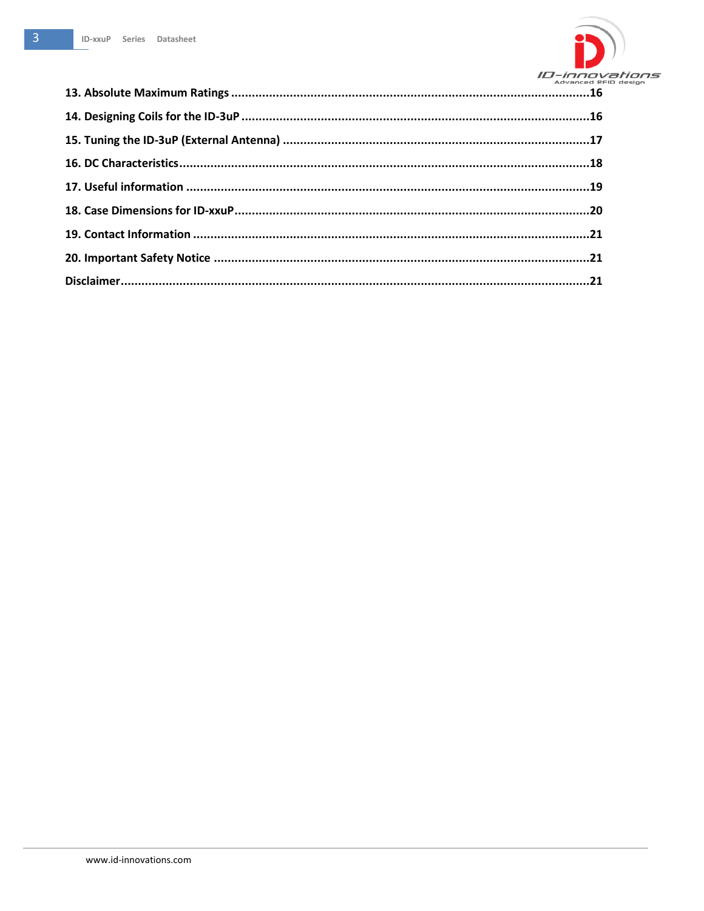**13. Absolute Maximum Ratings** ........................................................................................................16

**14. Designing Coils for the ID-3uP** ....................................................................................................16

**15. Tuning the ID-3uP (External Antenna)** ........................................................................................17

**16. DC Characteristics**.........................................................................................................................18

**17. Useful information** .......................................................................................................................19

**18. Case Dimensions for ID-xxuP**.......................................................................................................20

**19. Contact Information** ....................................................................................................................21

**20. Important Safety Notice** ..............................................................................................................21

**Disclaimer**..........................................................................................................................................21

www.id-innovations.com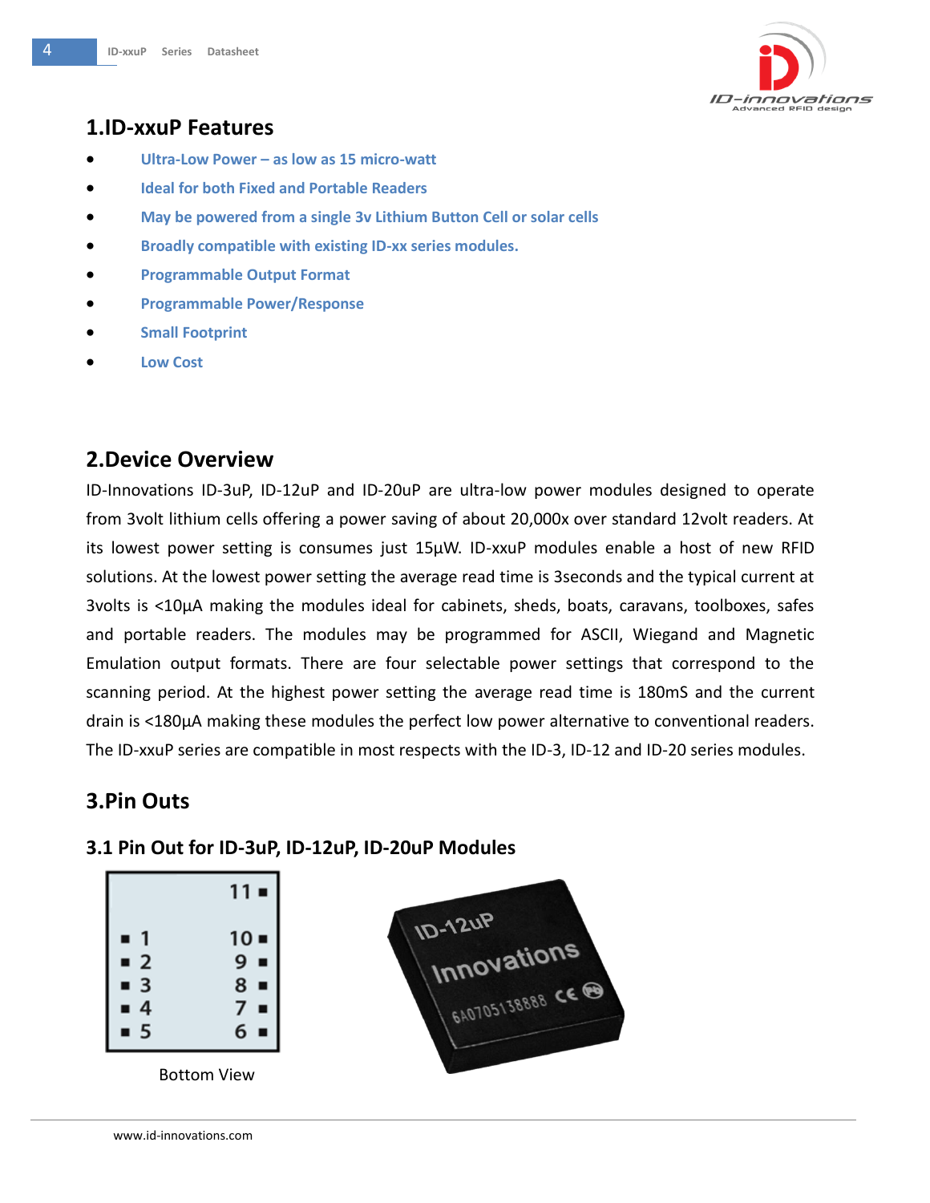## 1.ID-xxuP Features

- Ultra-Low Power – as low as 15 micro-watt
- Ideal for both Fixed and Portable Readers
- May be powered from a single 3v Lithium Button Cell or solar cells
- Broadly compatible with existing ID-xx series modules.
- Programmable Output Format
- Programmable Power/Response
- Small Footprint
- Low Cost

## 2.Device Overview

ID-Innovations ID-3uP, ID-12uP and ID-20uP are ultra-low power modules designed to operate from 3volt lithium cells offering a power saving of about 20,000x over standard 12volt readers. At its lowest power setting is consumes just 15µW. ID-xxuP modules enable a host of new RFID solutions. At the lowest power setting the average read time is 3seconds and the typical current at 3volts is <10µA making the modules ideal for cabinets, sheds, boats, caravans, toolboxes, safes and portable readers. The modules may be programmed for ASCII, Wiegand and Magnetic Emulation output formats. There are four selectable power settings that correspond to the scanning period. At the highest power setting the average read time is 180mS and the current drain is <180µA making these modules the perfect low power alternative to conventional readers. The ID-xxuP series are compatible in most respects with the ID-3, ID-12 and ID-20 series modules.

## 3.Pin Outs

### 3.1 Pin Out for ID-3uP, ID-12uP, ID-20uP Modules

| | 11 |
|---|---|
| 1 | 10 |
| 2 | 9 |
| 3 | 8 |
| 4 | 7 |
| 5 | 6 |

Bottom View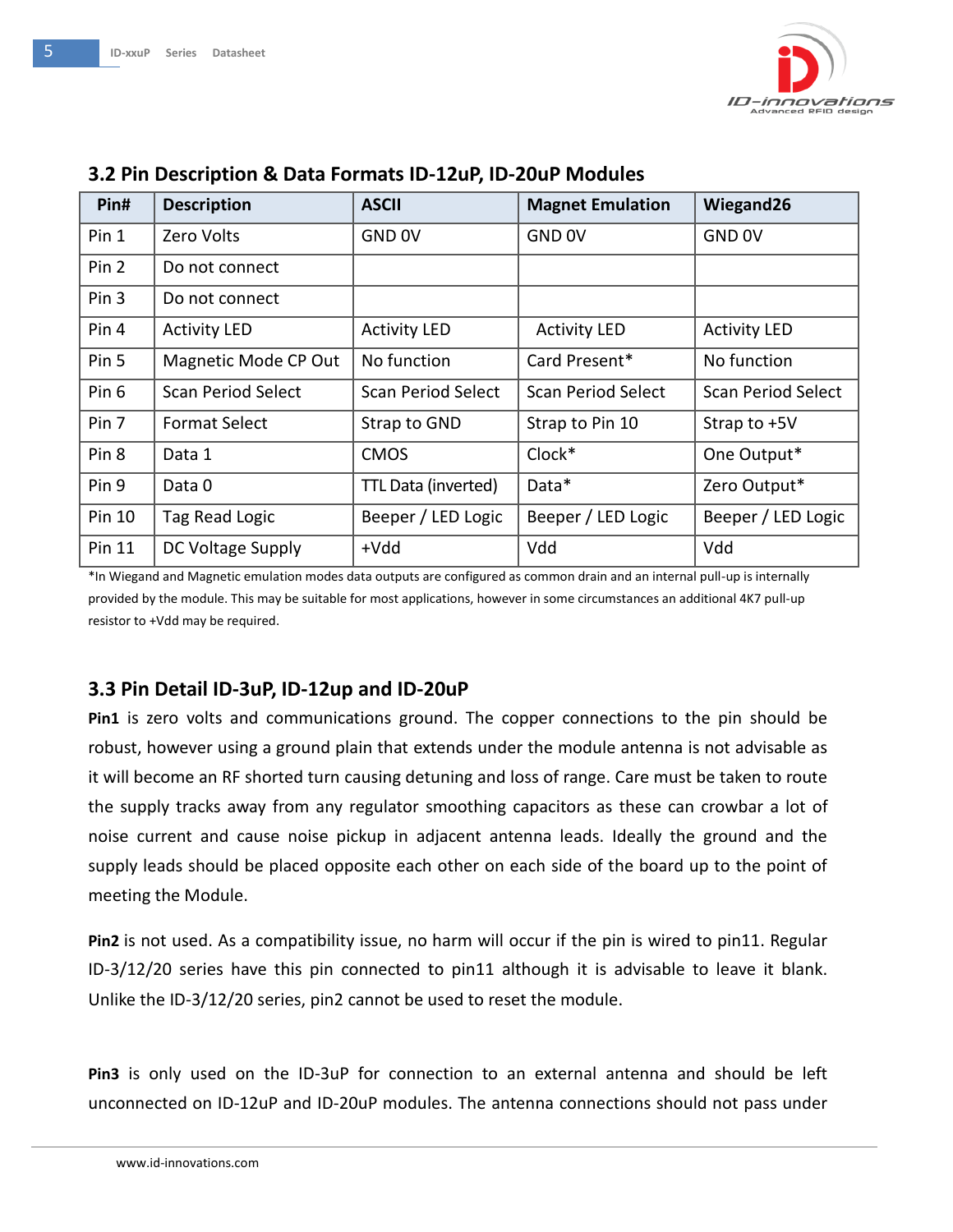## 3.2 Pin Description & Data Formats ID-12uP, ID-20uP Modules

| Pin# | Description | ASCII | Magnet Emulation | Wiegand26 |
|---|---|---|---|---|
| Pin 1 | Zero Volts | GND 0V | GND 0V | GND 0V |
| Pin 2 | Do not connect | | | |
| Pin 3 | Do not connect | | | |
| Pin 4 | Activity LED | Activity LED | Activity LED | Activity LED |
| Pin 5 | Magnetic Mode CP Out | No function | Card Present* | No function |
| Pin 6 | Scan Period Select | Scan Period Select | Scan Period Select | Scan Period Select |
| Pin 7 | Format Select | Strap to GND | Strap to Pin 10 | Strap to +5V |
| Pin 8 | Data 1 | CMOS | Clock* | One Output* |
| Pin 9 | Data 0 | TTL Data (inverted) | Data* | Zero Output* |
| Pin 10 | Tag Read Logic | Beeper / LED Logic | Beeper / LED Logic | Beeper / LED Logic |
| Pin 11 | DC Voltage Supply | +Vdd | Vdd | Vdd |

*In Wiegand and Magnetic emulation modes data outputs are configured as common drain and an internal pull-up is internally provided by the module. This may be suitable for most applications, however in some circumstances an additional 4K7 pull-up resistor to +Vdd may be required.

## 3.3 Pin Detail ID-3uP, ID-12up and ID-20uP

**Pin1** is zero volts and communications ground. The copper connections to the pin should be robust, however using a ground plain that extends under the module antenna is not advisable as it will become an RF shorted turn causing detuning and loss of range. Care must be taken to route the supply tracks away from any regulator smoothing capacitors as these can crowbar a lot of noise current and cause noise pickup in adjacent antenna leads. Ideally the ground and the supply leads should be placed opposite each other on each side of the board up to the point of meeting the Module.

**Pin2** is not used. As a compatibility issue, no harm will occur if the pin is wired to pin11. Regular ID-3/12/20 series have this pin connected to pin11 although it is advisable to leave it blank. Unlike the ID-3/12/20 series, pin2 cannot be used to reset the module.

**Pin3** is only used on the ID-3uP for connection to an external antenna and should be left unconnected on ID-12uP and ID-20uP modules. The antenna connections should not pass under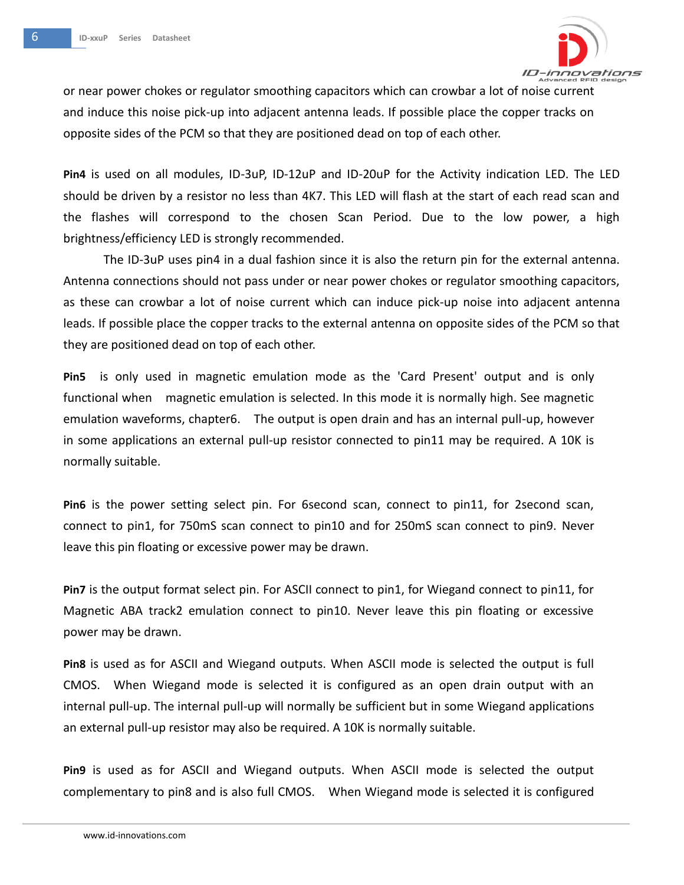or near power chokes or regulator smoothing capacitors which can crowbar a lot of noise current and induce this noise pick-up into adjacent antenna leads. If possible place the copper tracks on opposite sides of the PCM so that they are positioned dead on top of each other.

**Pin4** is used on all modules, ID-3uP, ID-12uP and ID-20uP for the Activity indication LED. The LED should be driven by a resistor no less than 4K7. This LED will flash at the start of each read scan and the flashes will correspond to the chosen Scan Period. Due to the low power, a high brightness/efficiency LED is strongly recommended.

The ID-3uP uses pin4 in a dual fashion since it is also the return pin for the external antenna. Antenna connections should not pass under or near power chokes or regulator smoothing capacitors, as these can crowbar a lot of noise current which can induce pick-up noise into adjacent antenna leads. If possible place the copper tracks to the external antenna on opposite sides of the PCM so that they are positioned dead on top of each other.

**Pin5** is only used in magnetic emulation mode as the 'Card Present' output and is only functional when magnetic emulation is selected. In this mode it is normally high. See magnetic emulation waveforms, chapter6. The output is open drain and has an internal pull-up, however in some applications an external pull-up resistor connected to pin11 may be required. A 10K is normally suitable.

**Pin6** is the power setting select pin. For 6second scan, connect to pin11, for 2second scan, connect to pin1, for 750mS scan connect to pin10 and for 250mS scan connect to pin9. Never leave this pin floating or excessive power may be drawn.

**Pin7** is the output format select pin. For ASCII connect to pin1, for Wiegand connect to pin11, for Magnetic ABA track2 emulation connect to pin10. Never leave this pin floating or excessive power may be drawn.

**Pin8** is used as for ASCII and Wiegand outputs. When ASCII mode is selected the output is full CMOS. When Wiegand mode is selected it is configured as an open drain output with an internal pull-up. The internal pull-up will normally be sufficient but in some Wiegand applications an external pull-up resistor may also be required. A 10K is normally suitable.

**Pin9** is used as for ASCII and Wiegand outputs. When ASCII mode is selected the output complementary to pin8 and is also full CMOS. When Wiegand mode is selected it is configured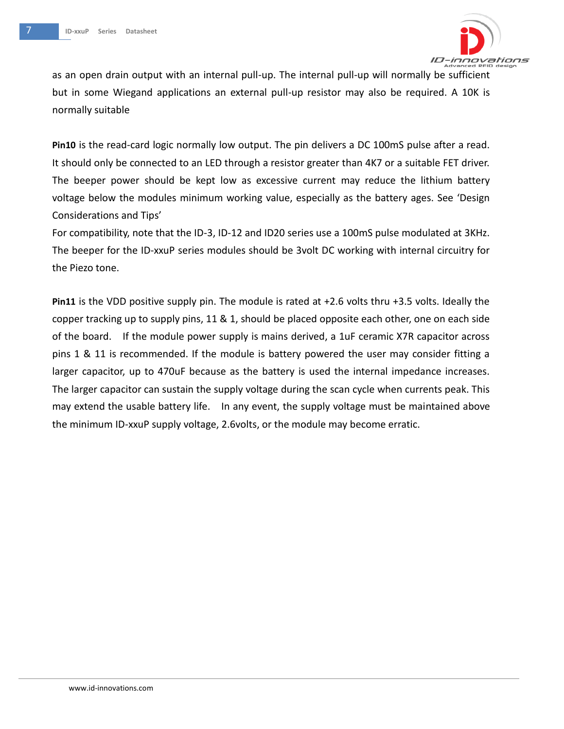as an open drain output with an internal pull-up. The internal pull-up will normally be sufficient but in some Wiegand applications an external pull-up resistor may also be required. A 10K is normally suitable

**Pin10** is the read-card logic normally low output. The pin delivers a DC 100mS pulse after a read. It should only be connected to an LED through a resistor greater than 4K7 or a suitable FET driver. The beeper power should be kept low as excessive current may reduce the lithium battery voltage below the modules minimum working value, especially as the battery ages. See 'Design Considerations and Tips'

For compatibility, note that the ID-3, ID-12 and ID20 series use a 100mS pulse modulated at 3KHz. The beeper for the ID-xxuP series modules should be 3volt DC working with internal circuitry for the Piezo tone.

**Pin11** is the VDD positive supply pin. The module is rated at +2.6 volts thru +3.5 volts. Ideally the copper tracking up to supply pins, 11 & 1, should be placed opposite each other, one on each side of the board. If the module power supply is mains derived, a 1uF ceramic X7R capacitor across pins 1 & 11 is recommended. If the module is battery powered the user may consider fitting a larger capacitor, up to 470uF because as the battery is used the internal impedance increases. The larger capacitor can sustain the supply voltage during the scan cycle when currents peak. This may extend the usable battery life. In any event, the supply voltage must be maintained above the minimum ID-xxuP supply voltage, 2.6volts, or the module may become erratic.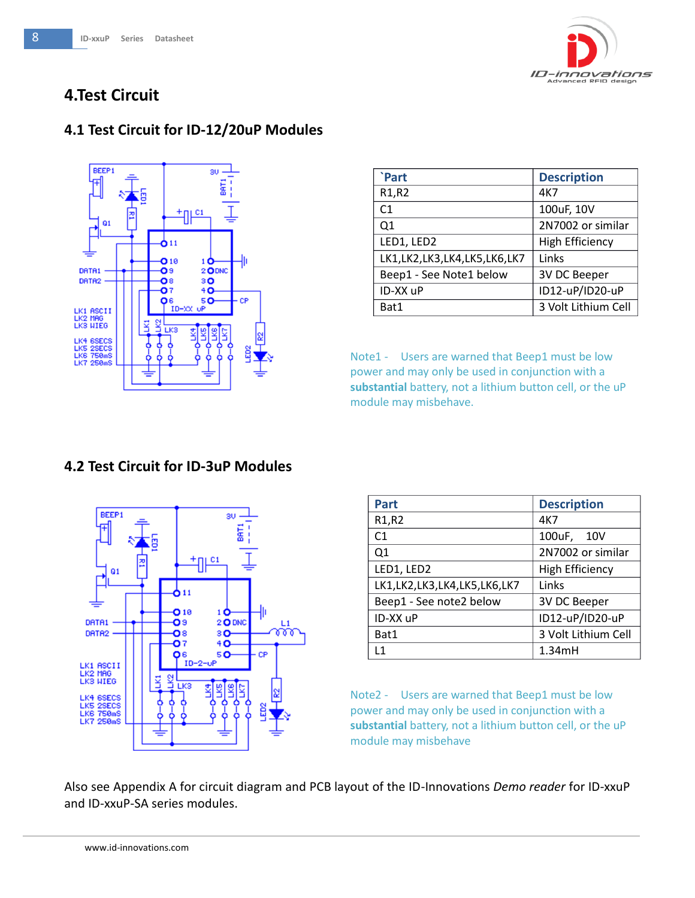# 4.Test Circuit

## 4.1 Test Circuit for ID-12/20uP Modules

| `Part | Description |
| --- | --- |
| R1,R2 | 4K7 |
| C1 | 100uF, 10V |
| Q1 | 2N7002 or similar |
| LED1, LED2 | High Efficiency |
| LK1,LK2,LK3,LK4,LK5,LK6,LK7 | Links |
| Beep1 - See Note1 below | 3V DC Beeper |
| ID-XX uP | ID12-uP/ID20-uP |
| Bat1 | 3 Volt Lithium Cell |

Note1 - Users are warned that Beep1 must be low power and may only be used in conjunction with a **substantial** battery, not a lithium button cell, or the uP module may misbehave.

## 4.2 Test Circuit for ID-3uP Modules

| Part | Description |
| --- | --- |
| R1,R2 | 4K7 |
| C1 | 100uF, 10V |
| Q1 | 2N7002 or similar |
| LED1, LED2 | High Efficiency |
| LK1,LK2,LK3,LK4,LK5,LK6,LK7 | Links |
| Beep1 - See note2 below | 3V DC Beeper |
| ID-XX uP | ID12-uP/ID20-uP |
| Bat1 | 3 Volt Lithium Cell |
| L1 | 1.34mH |

Note2 - Users are warned that Beep1 must be low power and may only be used in conjunction with a **substantial** battery, not a lithium button cell, or the uP module may misbehave

Also see Appendix A for circuit diagram and PCB layout of the ID-Innovations *Demo reader* for ID-xxuP and ID-xxuP-SA series modules.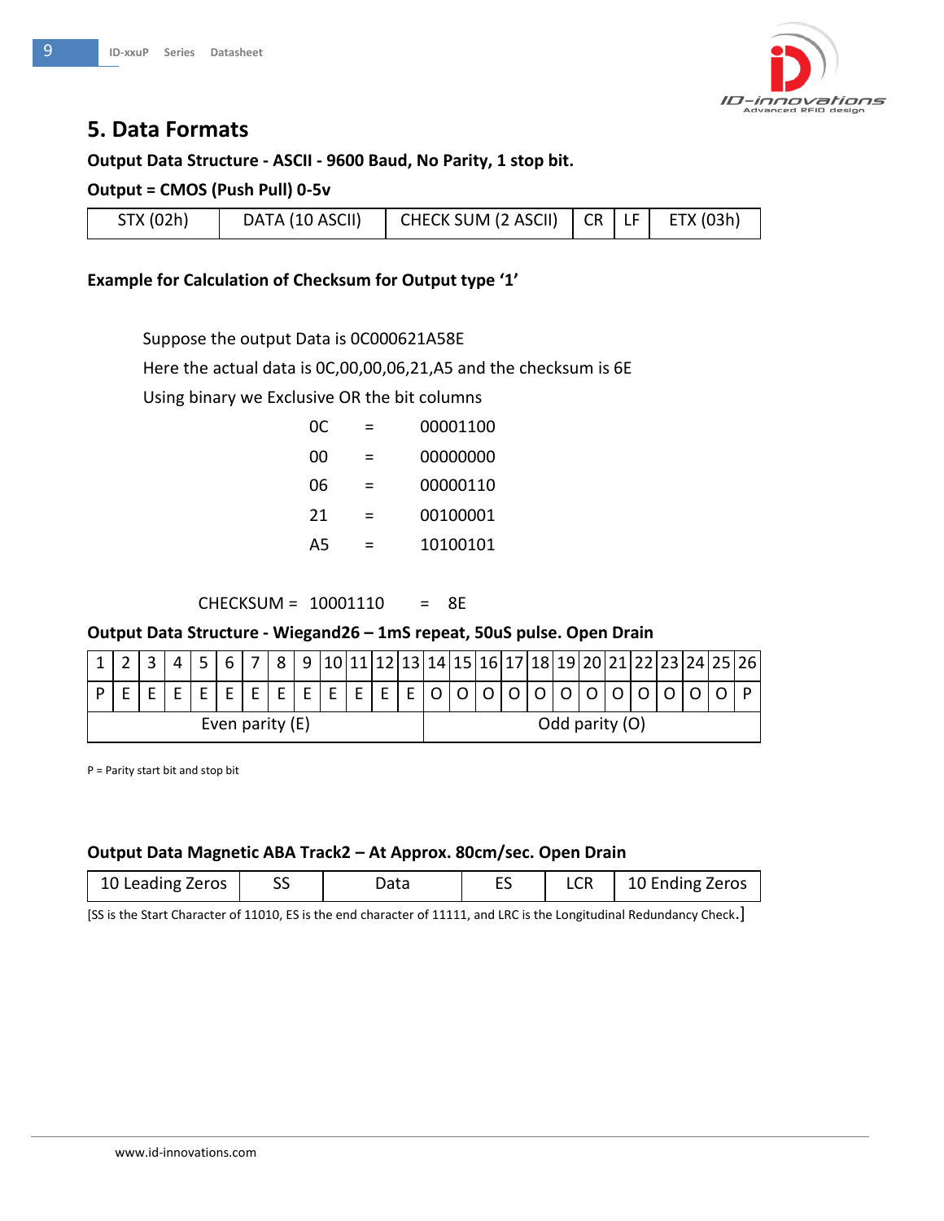## 5. Data Formats

**Output Data Structure - ASCII - 9600 Baud, No Parity, 1 stop bit.**

**Output = CMOS (Push Pull) 0-5v**

| STX (02h) | DATA (10 ASCII) | CHECK SUM (2 ASCII) | CR | LF | ETX (03h) |
|---|---|---|---|---|---|

**Example for Calculation of Checksum for Output type '1'**

Suppose the output Data is 0C000621A58E

Here the actual data is 0C,00,00,06,21,A5 and the checksum is 6E

Using binary we Exclusive OR the bit columns

| | | |
|---|---|---|
| 0C | = | 00001100 |
| 00 | = | 00000000 |
| 06 | = | 00000110 |
| 21 | = | 00100001 |
| A5 | = | 10100101 |

CHECKSUM = 10001110 = 8E

**Output Data Structure - Wiegand26 – 1mS repeat, 50uS pulse. Open Drain**

| 1 | 2 | 3 | 4 | 5 | 6 | 7 | 8 | 9 | 10 | 11 | 12 | 13 | 14 | 15 | 16 | 17 | 18 | 19 | 20 | 21 | 22 | 23 | 24 | 25 | 26 |
|---|---|---|---|---|---|---|---|---|---|---|---|---|---|---|---|---|---|---|---|---|---|---|---|---|---|
| P | E | E | E | E | E | E | E | E | E | E | E | E | O | O | O | O | O | O | O | O | O | O | O | O | P |
| Even parity (E) | | | | | | | | | | | | | Odd parity (O) | | | | | | | | | | | | |

P = Parity start bit and stop bit

**Output Data Magnetic ABA Track2 – At Approx. 80cm/sec. Open Drain**

| 10 Leading Zeros | SS | Data | ES | LCR | 10 Ending Zeros |
|---|---|---|---|---|---|

[SS is the Start Character of 11010, ES is the end character of 11111, and LRC is the Longitudinal Redundancy Check.]

www.id-innovations.com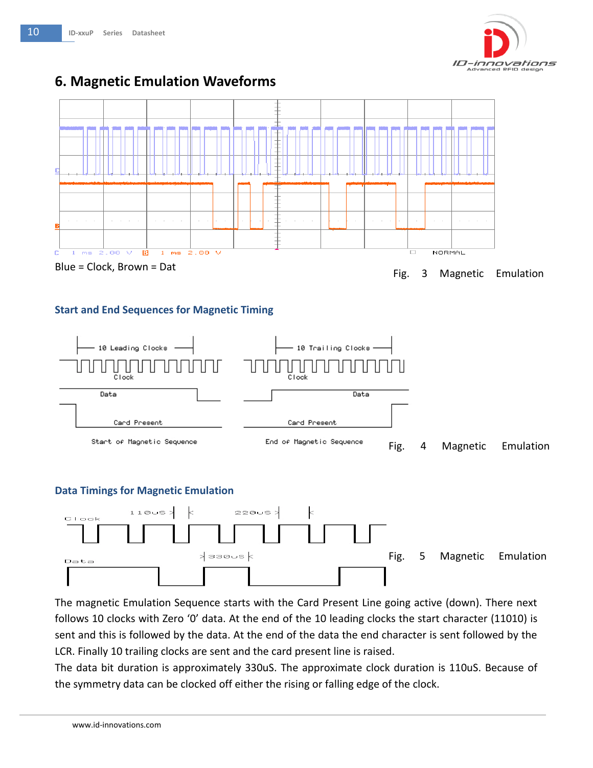## 6. Magnetic Emulation Waveforms

Blue = Clock, Brown = Dat

Fig. 3 Magnetic Emulation

### Start and End Sequences for Magnetic Timing

Fig. 4 Magnetic Emulation

### Data Timings for Magnetic Emulation

Fig. 5 Magnetic Emulation

The magnetic Emulation Sequence starts with the Card Present Line going active (down). There next follows 10 clocks with Zero '0' data. At the end of the 10 leading clocks the start character (11010) is sent and this is followed by the data. At the end of the data the end character is sent followed by the LCR. Finally 10 trailing clocks are sent and the card present line is raised.

The data bit duration is approximately 330uS. The approximate clock duration is 110uS. Because of the symmetry data can be clocked off either the rising or falling edge of the clock.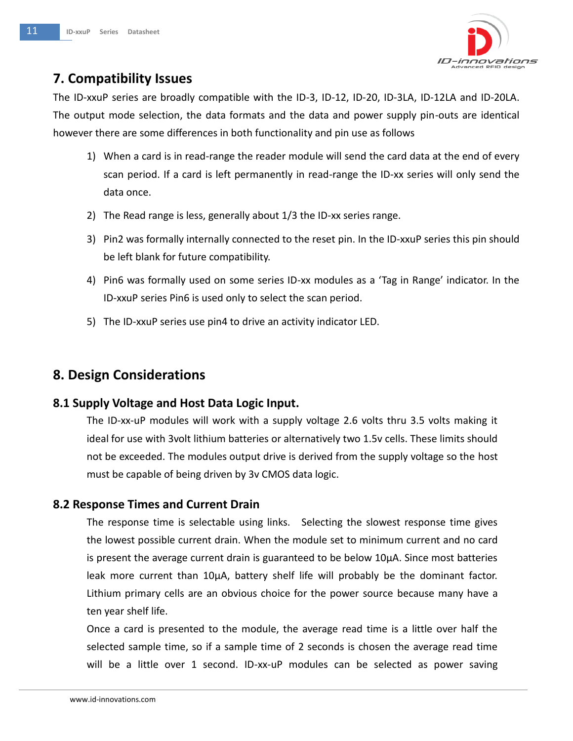## 7. Compatibility Issues

The ID-xxuP series are broadly compatible with the ID-3, ID-12, ID-20, ID-3LA, ID-12LA and ID-20LA. The output mode selection, the data formats and the data and power supply pin-outs are identical however there are some differences in both functionality and pin use as follows

1) When a card is in read-range the reader module will send the card data at the end of every scan period. If a card is left permanently in read-range the ID-xx series will only send the data once.
2) The Read range is less, generally about 1/3 the ID-xx series range.
3) Pin2 was formally internally connected to the reset pin. In the ID-xxuP series this pin should be left blank for future compatibility.
4) Pin6 was formally used on some series ID-xx modules as a 'Tag in Range' indicator. In the ID-xxuP series Pin6 is used only to select the scan period.
5) The ID-xxuP series use pin4 to drive an activity indicator LED.

## 8. Design Considerations

### 8.1 Supply Voltage and Host Data Logic Input.

The ID-xx-uP modules will work with a supply voltage 2.6 volts thru 3.5 volts making it ideal for use with 3volt lithium batteries or alternatively two 1.5v cells. These limits should not be exceeded. The modules output drive is derived from the supply voltage so the host must be capable of being driven by 3v CMOS data logic.

### 8.2 Response Times and Current Drain

The response time is selectable using links. Selecting the slowest response time gives the lowest possible current drain. When the module set to minimum current and no card is present the average current drain is guaranteed to be below 10µA. Since most batteries leak more current than 10µA, battery shelf life will probably be the dominant factor. Lithium primary cells are an obvious choice for the power source because many have a ten year shelf life.

Once a card is presented to the module, the average read time is a little over half the selected sample time, so if a sample time of 2 seconds is chosen the average read time will be a little over 1 second. ID-xx-uP modules can be selected as power saving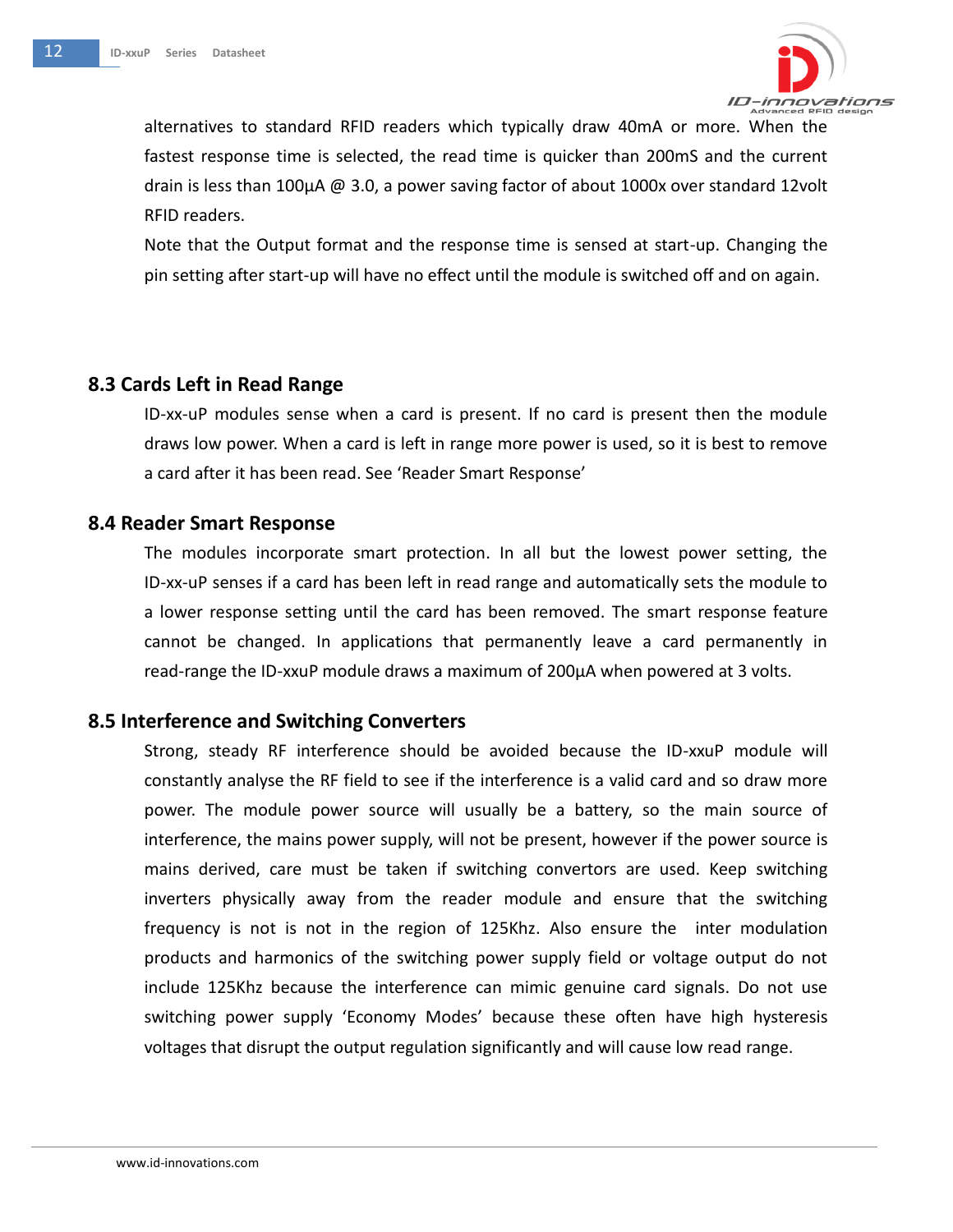alternatives to standard RFID readers which typically draw 40mA or more. When the fastest response time is selected, the read time is quicker than 200mS and the current drain is less than 100µA @ 3.0, a power saving factor of about 1000x over standard 12volt RFID readers.

Note that the Output format and the response time is sensed at start-up. Changing the pin setting after start-up will have no effect until the module is switched off and on again.

## 8.3 Cards Left in Read Range

ID-xx-uP modules sense when a card is present. If no card is present then the module draws low power. When a card is left in range more power is used, so it is best to remove a card after it has been read. See 'Reader Smart Response'

## 8.4 Reader Smart Response

The modules incorporate smart protection. In all but the lowest power setting, the ID-xx-uP senses if a card has been left in read range and automatically sets the module to a lower response setting until the card has been removed. The smart response feature cannot be changed. In applications that permanently leave a card permanently in read-range the ID-xxuP module draws a maximum of 200µA when powered at 3 volts.

## 8.5 Interference and Switching Converters

Strong, steady RF interference should be avoided because the ID-xxuP module will constantly analyse the RF field to see if the interference is a valid card and so draw more power. The module power source will usually be a battery, so the main source of interference, the mains power supply, will not be present, however if the power source is mains derived, care must be taken if switching convertors are used. Keep switching inverters physically away from the reader module and ensure that the switching frequency is not is not in the region of 125Khz. Also ensure the inter modulation products and harmonics of the switching power supply field or voltage output do not include 125Khz because the interference can mimic genuine card signals. Do not use switching power supply 'Economy Modes' because these often have high hysteresis voltages that disrupt the output regulation significantly and will cause low read range.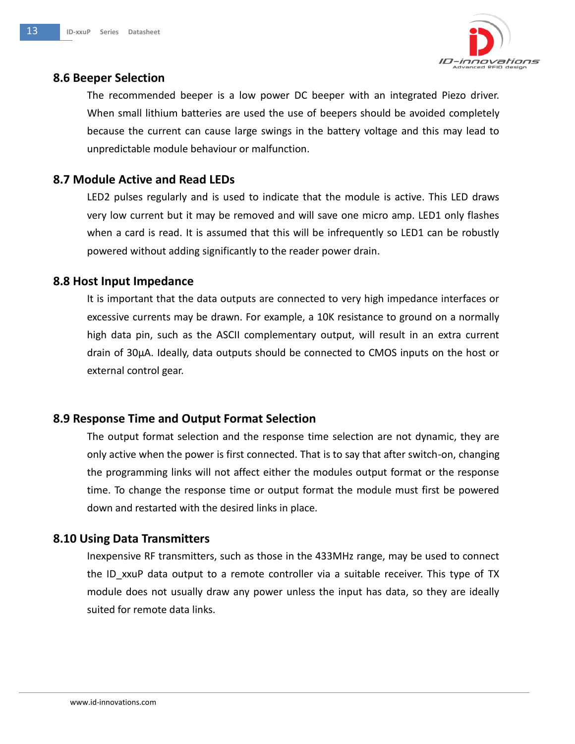## 8.6 Beeper Selection

The recommended beeper is a low power DC beeper with an integrated Piezo driver. When small lithium batteries are used the use of beepers should be avoided completely because the current can cause large swings in the battery voltage and this may lead to unpredictable module behaviour or malfunction.

## 8.7 Module Active and Read LEDs

LED2 pulses regularly and is used to indicate that the module is active. This LED draws very low current but it may be removed and will save one micro amp. LED1 only flashes when a card is read. It is assumed that this will be infrequently so LED1 can be robustly powered without adding significantly to the reader power drain.

## 8.8 Host Input Impedance

It is important that the data outputs are connected to very high impedance interfaces or excessive currents may be drawn. For example, a 10K resistance to ground on a normally high data pin, such as the ASCII complementary output, will result in an extra current drain of 30µA. Ideally, data outputs should be connected to CMOS inputs on the host or external control gear.

## 8.9 Response Time and Output Format Selection

The output format selection and the response time selection are not dynamic, they are only active when the power is first connected. That is to say that after switch-on, changing the programming links will not affect either the modules output format or the response time. To change the response time or output format the module must first be powered down and restarted with the desired links in place.

## 8.10 Using Data Transmitters

Inexpensive RF transmitters, such as those in the 433MHz range, may be used to connect the ID_xxuP data output to a remote controller via a suitable receiver. This type of TX module does not usually draw any power unless the input has data, so they are ideally suited for remote data links.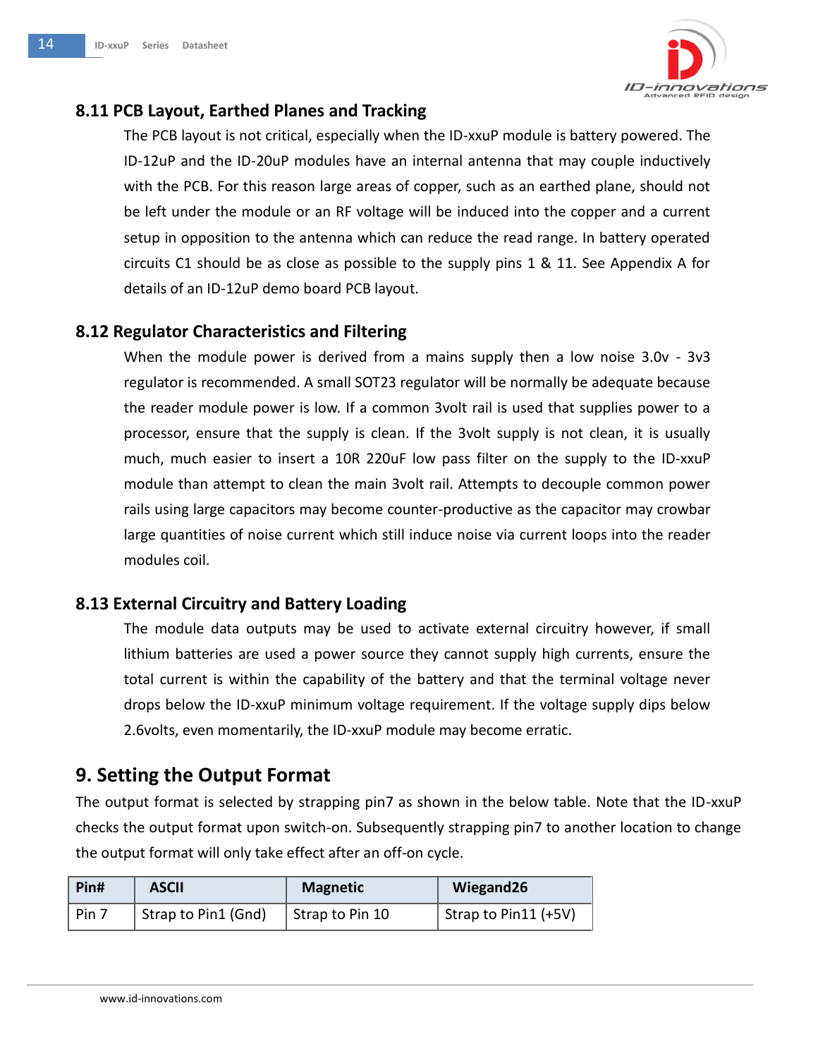### 8.11 PCB Layout, Earthed Planes and Tracking

The PCB layout is not critical, especially when the ID-xxuP module is battery powered. The ID-12uP and the ID-20uP modules have an internal antenna that may couple inductively with the PCB. For this reason large areas of copper, such as an earthed plane, should not be left under the module or an RF voltage will be induced into the copper and a current setup in opposition to the antenna which can reduce the read range. In battery operated circuits C1 should be as close as possible to the supply pins 1 & 11. See Appendix A for details of an ID-12uP demo board PCB layout.

### 8.12 Regulator Characteristics and Filtering

When the module power is derived from a mains supply then a low noise 3.0v - 3v3 regulator is recommended. A small SOT23 regulator will be normally be adequate because the reader module power is low. If a common 3volt rail is used that supplies power to a processor, ensure that the supply is clean. If the 3volt supply is not clean, it is usually much, much easier to insert a 10R 220uF low pass filter on the supply to the ID-xxuP module than attempt to clean the main 3volt rail. Attempts to decouple common power rails using large capacitors may become counter-productive as the capacitor may crowbar large quantities of noise current which still induce noise via current loops into the reader modules coil.

### 8.13 External Circuitry and Battery Loading

The module data outputs may be used to activate external circuitry however, if small lithium batteries are used a power source they cannot supply high currents, ensure the total current is within the capability of the battery and that the terminal voltage never drops below the ID-xxuP minimum voltage requirement. If the voltage supply dips below 2.6volts, even momentarily, the ID-xxuP module may become erratic.

## 9. Setting the Output Format

The output format is selected by strapping pin7 as shown in the below table. Note that the ID-xxuP checks the output format upon switch-on. Subsequently strapping pin7 to another location to change the output format will only take effect after an off-on cycle.

| Pin# | ASCII | Magnetic | Wiegand26 |
|---|---|---|---|
| Pin 7 | Strap to Pin1 (Gnd) | Strap to Pin 10 | Strap to Pin11 (+5V) |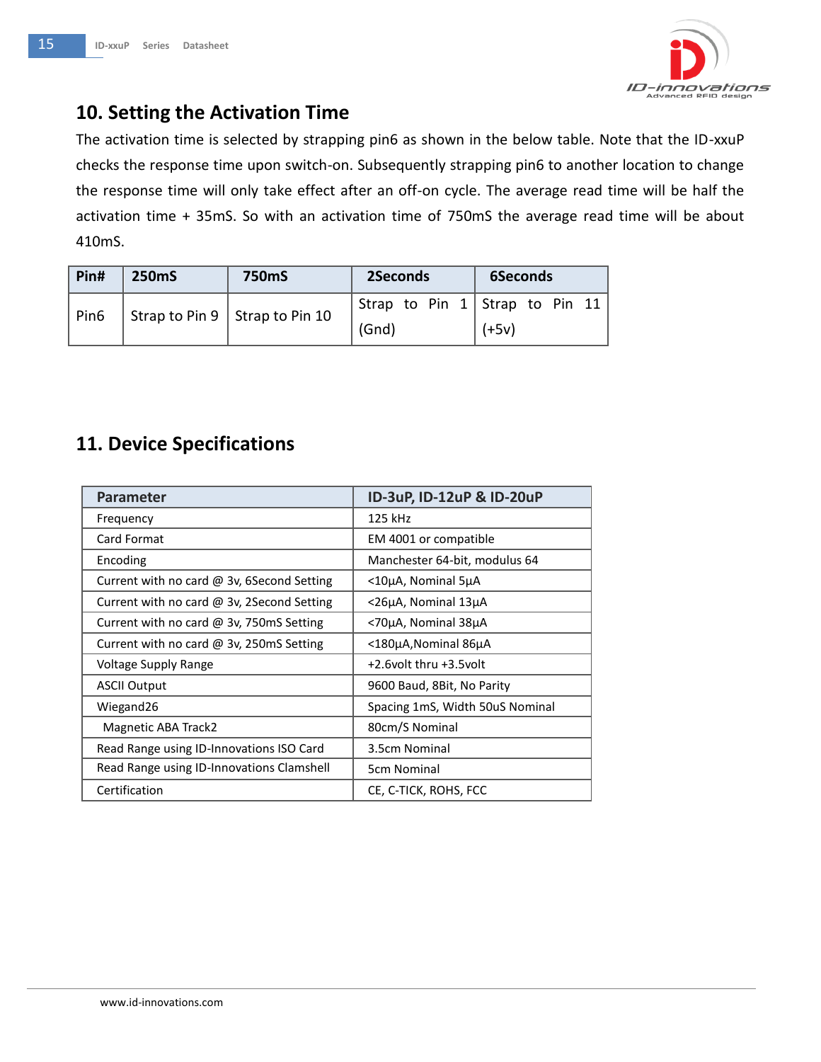## 10. Setting the Activation Time

The activation time is selected by strapping pin6 as shown in the below table. Note that the ID-xxuP checks the response time upon switch-on. Subsequently strapping pin6 to another location to change the response time will only take effect after an off-on cycle. The average read time will be half the activation time + 35mS. So with an activation time of 750mS the average read time will be about 410mS.

| Pin# | 250mS | 750mS | 2Seconds | 6Seconds |
|---|---|---|---|---|
| Pin6 | Strap to Pin 9 | Strap to Pin 10 | Strap to Pin 1 (Gnd) | Strap to Pin 11 (+5v) |

## 11. Device Specifications

| Parameter | ID-3uP, ID-12uP & ID-20uP |
|---|---|
| Frequency | 125 kHz |
| Card Format | EM 4001 or compatible |
| Encoding | Manchester 64-bit, modulus 64 |
| Current with no card @ 3v, 6Second Setting | <10µA, Nominal 5µA |
| Current with no card @ 3v, 2Second Setting | <26µA, Nominal 13µA |
| Current with no card @ 3v, 750mS Setting | <70µA, Nominal 38µA |
| Current with no card @ 3v, 250mS Setting | <180µA,Nominal 86µA |
| Voltage Supply Range | +2.6volt thru +3.5volt |
| ASCII Output | 9600 Baud, 8Bit, No Parity |
| Wiegand26 | Spacing 1mS, Width 50uS Nominal |
| Magnetic ABA Track2 | 80cm/S Nominal |
| Read Range using ID-Innovations ISO Card | 3.5cm Nominal |
| Read Range using ID-Innovations Clamshell | 5cm Nominal |
| Certification | CE, C-TICK, ROHS, FCC |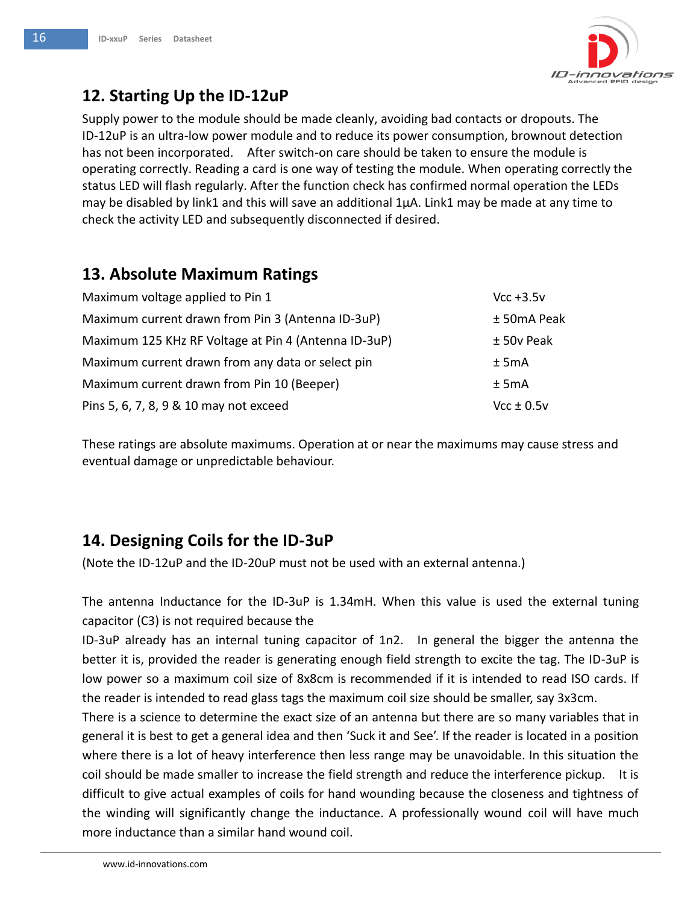## 12. Starting Up the ID-12uP

Supply power to the module should be made cleanly, avoiding bad contacts or dropouts. The ID-12uP is an ultra-low power module and to reduce its power consumption, brownout detection has not been incorporated. After switch-on care should be taken to ensure the module is operating correctly. Reading a card is one way of testing the module. When operating correctly the status LED will flash regularly. After the function check has confirmed normal operation the LEDs may be disabled by link1 and this will save an additional 1µA. Link1 may be made at any time to check the activity LED and subsequently disconnected if desired.

## 13. Absolute Maximum Ratings

| | |
|---|---|
| Maximum voltage applied to Pin 1 | Vcc +3.5v |
| Maximum current drawn from Pin 3 (Antenna ID-3uP) | ± 50mA Peak |
| Maximum 125 KHz RF Voltage at Pin 4 (Antenna ID-3uP) | ± 50v Peak |
| Maximum current drawn from any data or select pin | ± 5mA |
| Maximum current drawn from Pin 10 (Beeper) | ± 5mA |
| Pins 5, 6, 7, 8, 9 & 10 may not exceed | Vcc ± 0.5v |

These ratings are absolute maximums. Operation at or near the maximums may cause stress and eventual damage or unpredictable behaviour.

## 14. Designing Coils for the ID-3uP

(Note the ID-12uP and the ID-20uP must not be used with an external antenna.)

The antenna Inductance for the ID-3uP is 1.34mH. When this value is used the external tuning capacitor (C3) is not required because the ID-3uP already has an internal tuning capacitor of 1n2. In general the bigger the antenna the better it is, provided the reader is generating enough field strength to excite the tag. The ID-3uP is low power so a maximum coil size of 8x8cm is recommended if it is intended to read ISO cards. If the reader is intended to read glass tags the maximum coil size should be smaller, say 3x3cm.

There is a science to determine the exact size of an antenna but there are so many variables that in general it is best to get a general idea and then 'Suck it and See'. If the reader is located in a position where there is a lot of heavy interference then less range may be unavoidable. In this situation the coil should be made smaller to increase the field strength and reduce the interference pickup. It is difficult to give actual examples of coils for hand wounding because the closeness and tightness of the winding will significantly change the inductance. A professionally wound coil will have much more inductance than a similar hand wound coil.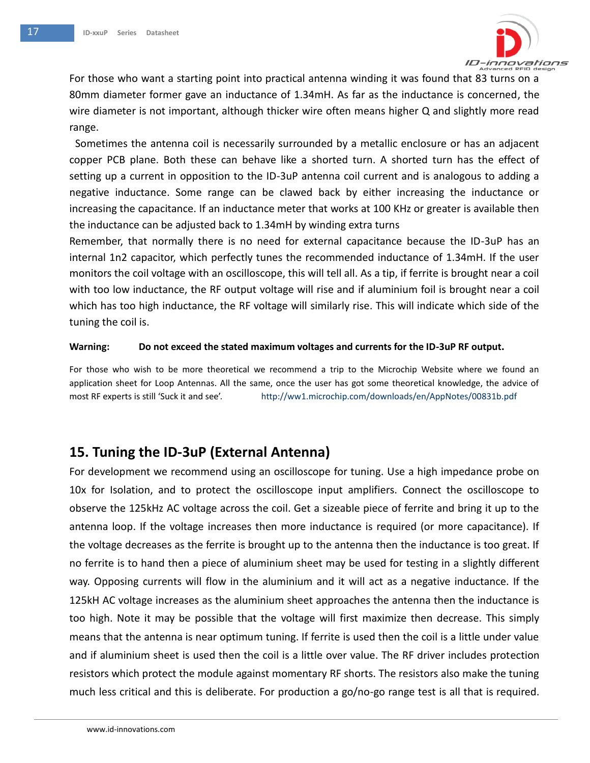For those who want a starting point into practical antenna winding it was found that 83 turns on a 80mm diameter former gave an inductance of 1.34mH. As far as the inductance is concerned, the wire diameter is not important, although thicker wire often means higher Q and slightly more read range.

Sometimes the antenna coil is necessarily surrounded by a metallic enclosure or has an adjacent copper PCB plane. Both these can behave like a shorted turn. A shorted turn has the effect of setting up a current in opposition to the ID-3uP antenna coil current and is analogous to adding a negative inductance. Some range can be clawed back by either increasing the inductance or increasing the capacitance. If an inductance meter that works at 100 KHz or greater is available then the inductance can be adjusted back to 1.34mH by winding extra turns

Remember, that normally there is no need for external capacitance because the ID-3uP has an internal 1n2 capacitor, which perfectly tunes the recommended inductance of 1.34mH. If the user monitors the coil voltage with an oscilloscope, this will tell all. As a tip, if ferrite is brought near a coil with too low inductance, the RF output voltage will rise and if aluminium foil is brought near a coil which has too high inductance, the RF voltage will similarly rise. This will indicate which side of the tuning the coil is.

**Warning: Do not exceed the stated maximum voltages and currents for the ID-3uP RF output.**

For those who wish to be more theoretical we recommend a trip to the Microchip Website where we found an application sheet for Loop Antennas. All the same, once the user has got some theoretical knowledge, the advice of most RF experts is still 'Suck it and see'. http://ww1.microchip.com/downloads/en/AppNotes/00831b.pdf

## 15. Tuning the ID-3uP (External Antenna)

For development we recommend using an oscilloscope for tuning. Use a high impedance probe on 10x for Isolation, and to protect the oscilloscope input amplifiers. Connect the oscilloscope to observe the 125kHz AC voltage across the coil. Get a sizeable piece of ferrite and bring it up to the antenna loop. If the voltage increases then more inductance is required (or more capacitance). If the voltage decreases as the ferrite is brought up to the antenna then the inductance is too great. If no ferrite is to hand then a piece of aluminium sheet may be used for testing in a slightly different way. Opposing currents will flow in the aluminium and it will act as a negative inductance. If the 125kH AC voltage increases as the aluminium sheet approaches the antenna then the inductance is too high. Note it may be possible that the voltage will first maximize then decrease. This simply means that the antenna is near optimum tuning. If ferrite is used then the coil is a little under value and if aluminium sheet is used then the coil is a little over value. The RF driver includes protection resistors which protect the module against momentary RF shorts. The resistors also make the tuning much less critical and this is deliberate. For production a go/no-go range test is all that is required.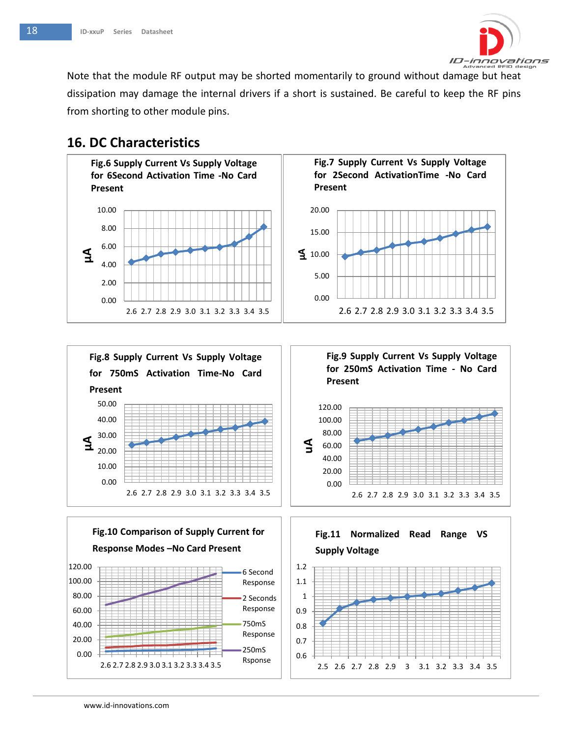Note that the module RF output may be shorted momentarily to ground without damage but heat dissipation may damage the internal drivers if a short is sustained. Be careful to keep the RF pins from shorting to other module pins.

## 16. DC Characteristics

**Fig.6 Supply Current Vs Supply Voltage for 6Second Activation Time -No Card Present**

**Fig.7 Supply Current Vs Supply Voltage for 2Second ActivationTime -No Card Present**

**Fig.8 Supply Current Vs Supply Voltage for 750mS Activation Time-No Card Present**

**Fig.9 Supply Current Vs Supply Voltage for 250mS Activation Time - No Card Present**

**Fig.10 Comparison of Supply Current for Response Modes –No Card Present**

**Fig.11 Normalized Read Range VS Supply Voltage**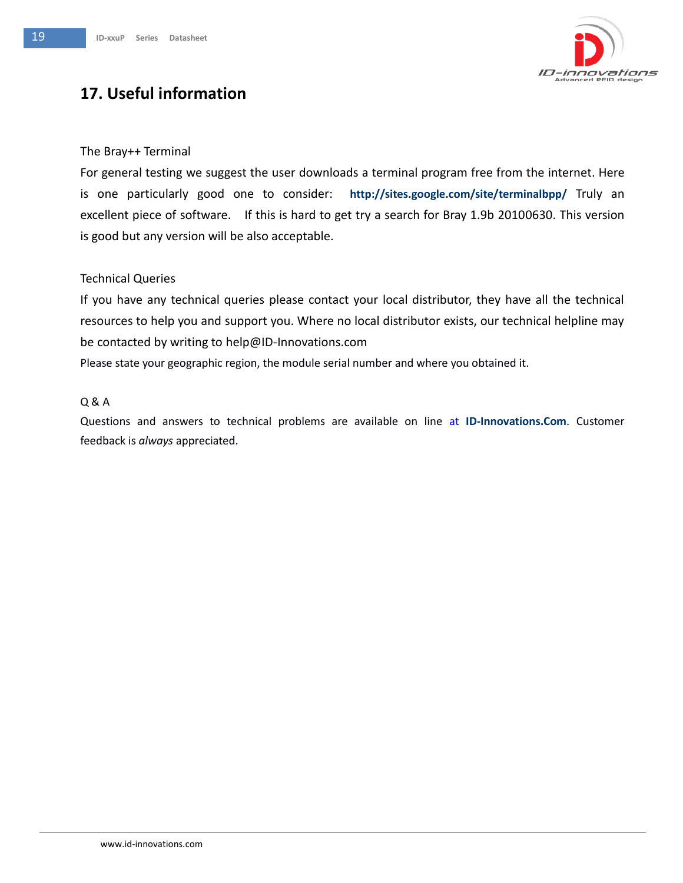# 17. Useful information

The Bray++ Terminal

For general testing we suggest the user downloads a terminal program free from the internet. Here is one particularly good one to consider: **http://sites.google.com/site/terminalbpp/** Truly an excellent piece of software. If this is hard to get try a search for Bray 1.9b 20100630. This version is good but any version will be also acceptable.

Technical Queries

If you have any technical queries please contact your local distributor, they have all the technical resources to help you and support you. Where no local distributor exists, our technical helpline may be contacted by writing to help@ID-Innovations.com

Please state your geographic region, the module serial number and where you obtained it.

Q & A

Questions and answers to technical problems are available on line at **ID-Innovations.Com**. Customer feedback is *always* appreciated.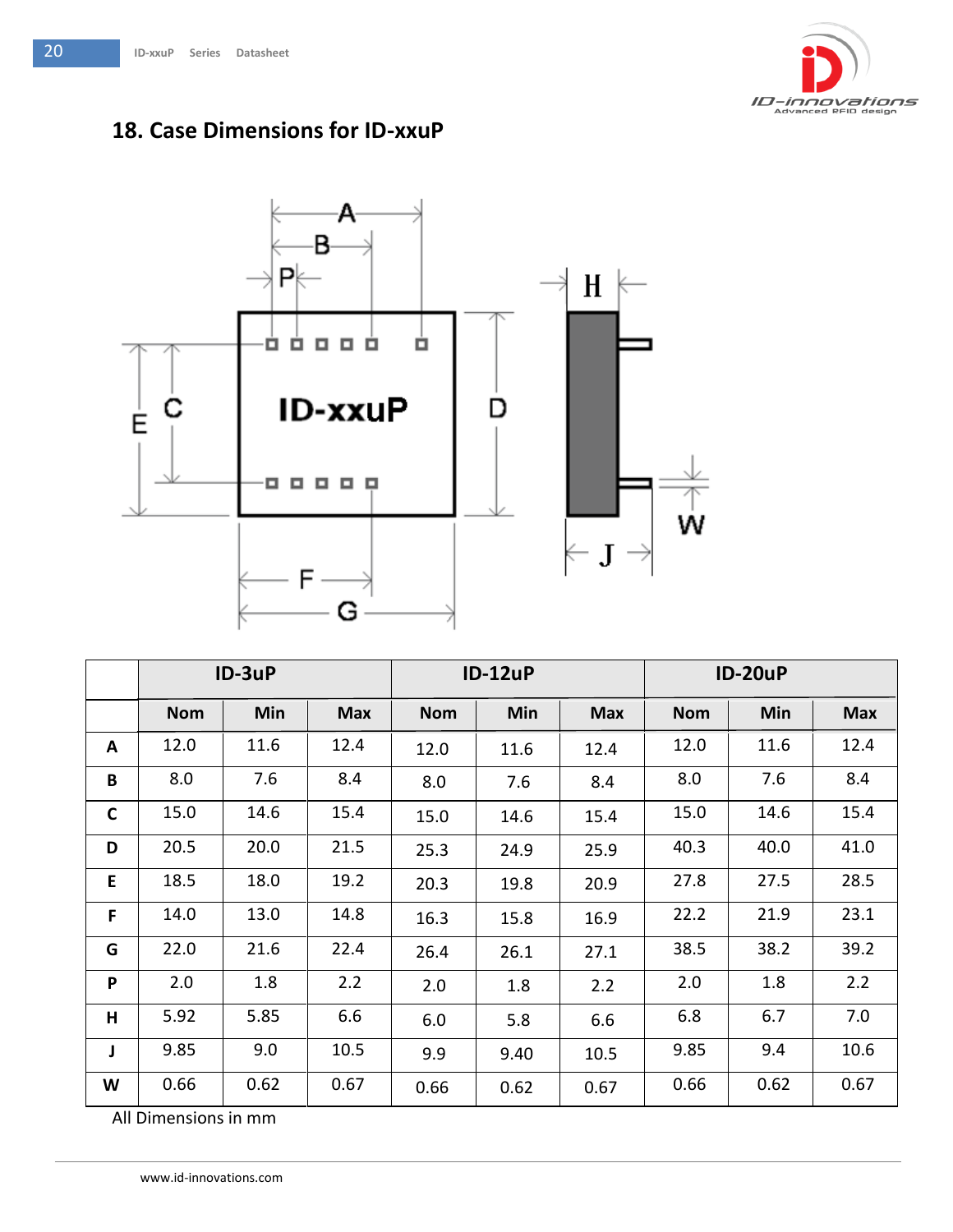## 18. Case Dimensions for ID-xxuP

| | ID-3uP | | | ID-12uP | | | ID-20uP | | |
|---|---|---|---|---|---|---|---|---|---|
| | Nom | Min | Max | Nom | Min | Max | Nom | Min | Max |
| A | 12.0 | 11.6 | 12.4 | 12.0 | 11.6 | 12.4 | 12.0 | 11.6 | 12.4 |
| B | 8.0 | 7.6 | 8.4 | 8.0 | 7.6 | 8.4 | 8.0 | 7.6 | 8.4 |
| C | 15.0 | 14.6 | 15.4 | 15.0 | 14.6 | 15.4 | 15.0 | 14.6 | 15.4 |
| D | 20.5 | 20.0 | 21.5 | 25.3 | 24.9 | 25.9 | 40.3 | 40.0 | 41.0 |
| E | 18.5 | 18.0 | 19.2 | 20.3 | 19.8 | 20.9 | 27.8 | 27.5 | 28.5 |
| F | 14.0 | 13.0 | 14.8 | 16.3 | 15.8 | 16.9 | 22.2 | 21.9 | 23.1 |
| G | 22.0 | 21.6 | 22.4 | 26.4 | 26.1 | 27.1 | 38.5 | 38.2 | 39.2 |
| P | 2.0 | 1.8 | 2.2 | 2.0 | 1.8 | 2.2 | 2.0 | 1.8 | 2.2 |
| H | 5.92 | 5.85 | 6.6 | 6.0 | 5.8 | 6.6 | 6.8 | 6.7 | 7.0 |
| J | 9.85 | 9.0 | 10.5 | 9.9 | 9.40 | 10.5 | 9.85 | 9.4 | 10.6 |
| W | 0.66 | 0.62 | 0.67 | 0.66 | 0.62 | 0.67 | 0.66 | 0.62 | 0.67 |

All Dimensions in mm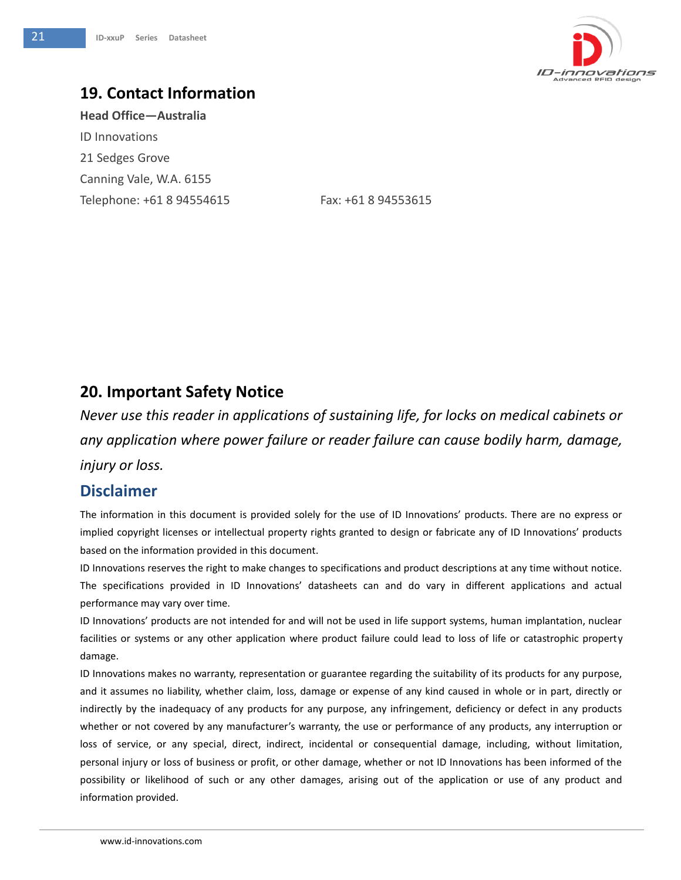## 19. Contact Information

**Head Office—Australia**

ID Innovations

21 Sedges Grove

Canning Vale, W.A. 6155

Telephone: +61 8 94554615 Fax: +61 8 94553615

## 20. Important Safety Notice

*Never use this reader in applications of sustaining life, for locks on medical cabinets or any application where power failure or reader failure can cause bodily harm, damage, injury or loss.*

## Disclaimer

The information in this document is provided solely for the use of ID Innovations' products. There are no express or implied copyright licenses or intellectual property rights granted to design or fabricate any of ID Innovations' products based on the information provided in this document.

ID Innovations reserves the right to make changes to specifications and product descriptions at any time without notice. The specifications provided in ID Innovations' datasheets can and do vary in different applications and actual performance may vary over time.

ID Innovations' products are not intended for and will not be used in life support systems, human implantation, nuclear facilities or systems or any other application where product failure could lead to loss of life or catastrophic property damage.

ID Innovations makes no warranty, representation or guarantee regarding the suitability of its products for any purpose, and it assumes no liability, whether claim, loss, damage or expense of any kind caused in whole or in part, directly or indirectly by the inadequacy of any products for any purpose, any infringement, deficiency or defect in any products whether or not covered by any manufacturer's warranty, the use or performance of any products, any interruption or loss of service, or any special, direct, indirect, incidental or consequential damage, including, without limitation, personal injury or loss of business or profit, or other damage, whether or not ID Innovations has been informed of the possibility or likelihood of such or any other damages, arising out of the application or use of any product and information provided.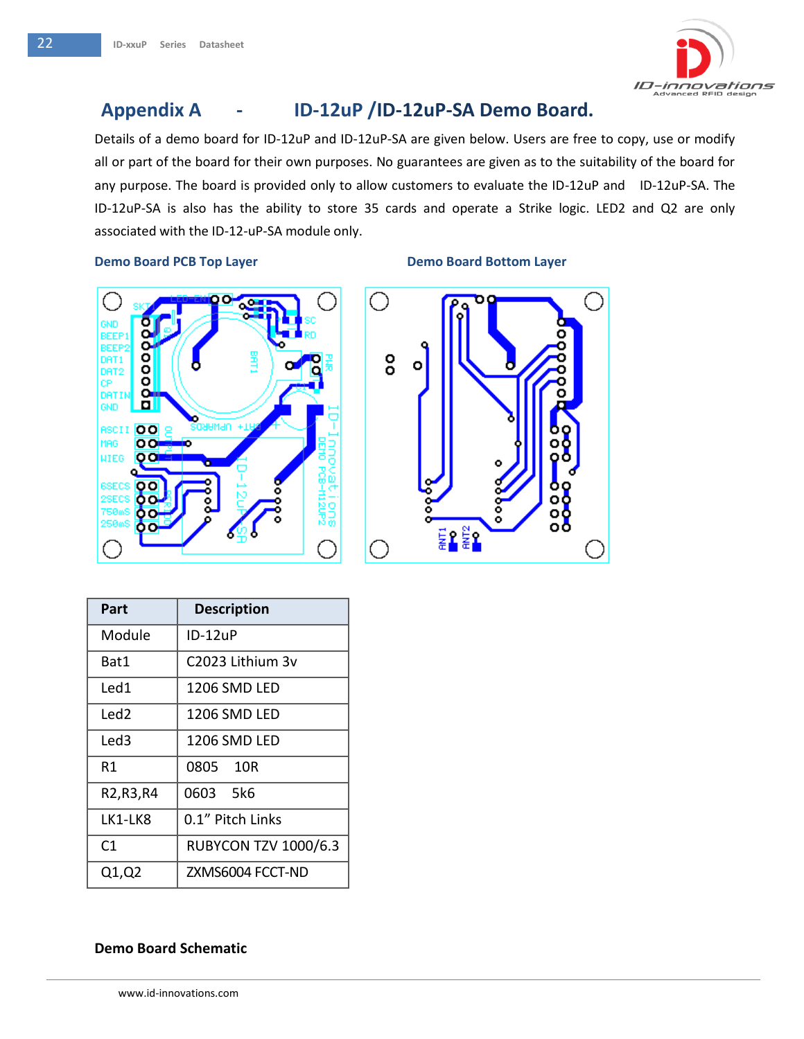## Appendix A - ID-12uP /ID-12uP-SA Demo Board.

Details of a demo board for ID-12uP and ID-12uP-SA are given below. Users are free to copy, use or modify all or part of the board for their own purposes. No guarantees are given as to the suitability of the board for any purpose. The board is provided only to allow customers to evaluate the ID-12uP and ID-12uP-SA. The ID-12uP-SA is also has the ability to store 35 cards and operate a Strike logic. LED2 and Q2 are only associated with the ID-12-uP-SA module only.

**Demo Board PCB Top Layer**

**Demo Board Bottom Layer**

| Part | Description |
|---|---|
| Module | ID-12uP |
| Bat1 | C2023 Lithium 3v |
| Led1 | 1206 SMD LED |
| Led2 | 1206 SMD LED |
| Led3 | 1206 SMD LED |
| R1 | 0805 10R |
| R2,R3,R4 | 0603 5k6 |
| LK1-LK8 | 0.1" Pitch Links |
| C1 | RUBYCON TZV 1000/6.3 |
| Q1,Q2 | ZXMS6004 FCCT-ND |

**Demo Board Schematic**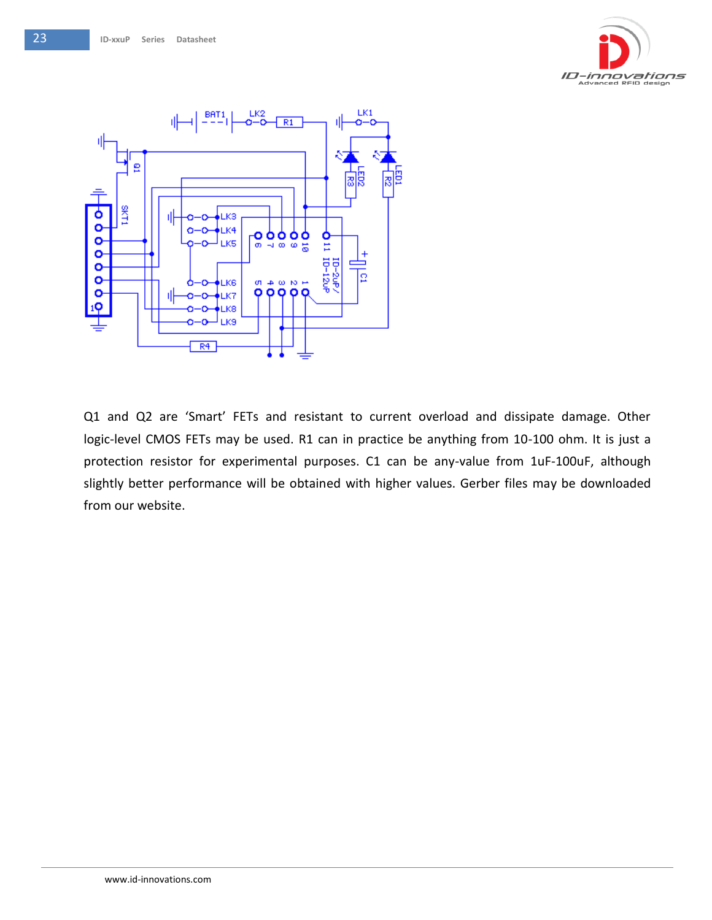Q1 and Q2 are 'Smart' FETs and resistant to current overload and dissipate damage. Other logic-level CMOS FETs may be used. R1 can in practice be anything from 10-100 ohm. It is just a protection resistor for experimental purposes. C1 can be any-value from 1uF-100uF, although slightly better performance will be obtained with higher values. Gerber files may be downloaded from our website.